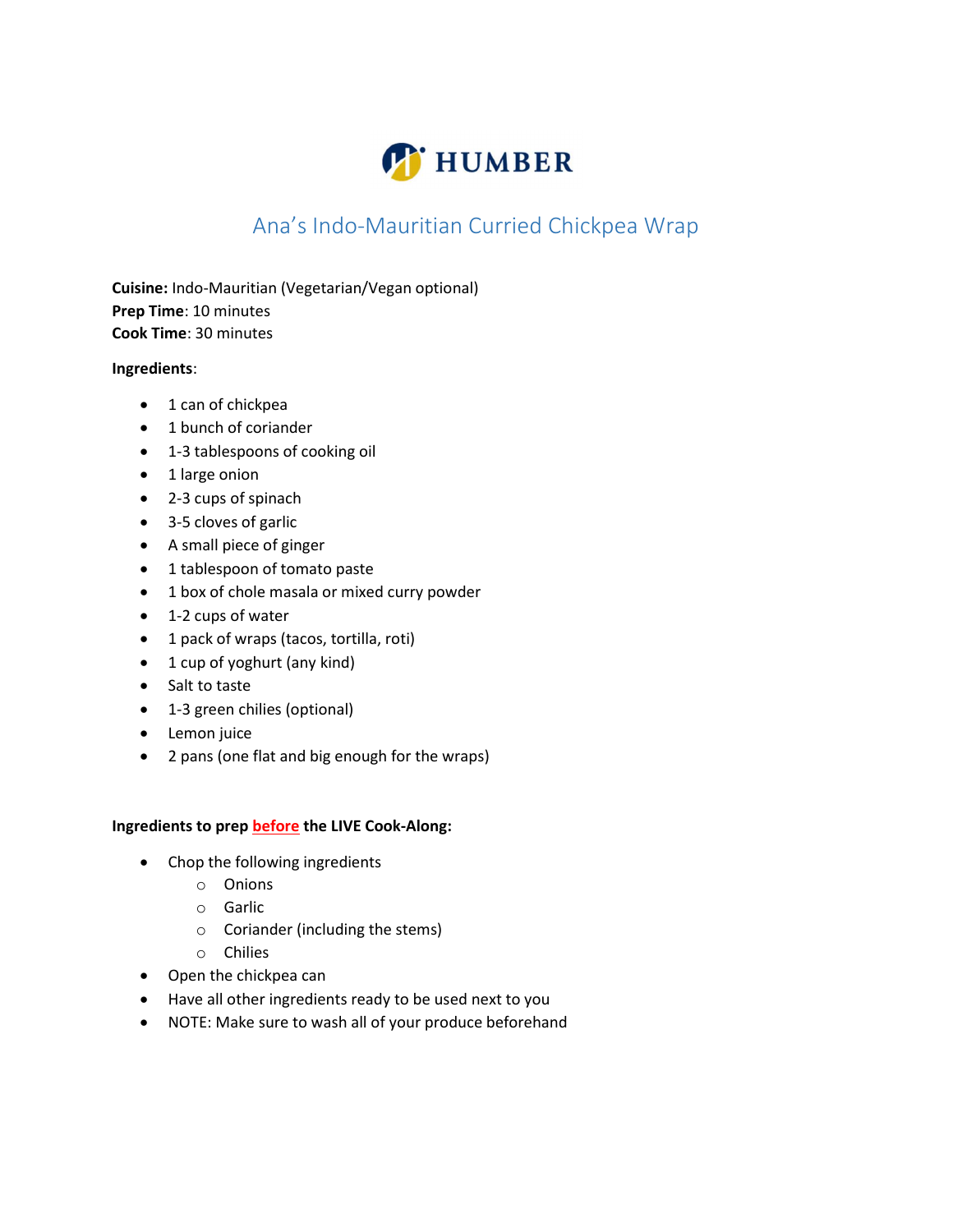HUMBER

# Ana's Indo-Mauritian Curried Chickpea Wrap

**Cuisine:** Indo-Mauritian (Vegetarian/Vegan optional)
**Prep Time**: 10 minutes
**Cook Time**: 30 minutes

**Ingredients**:

- 1 can of chickpea
- 1 bunch of coriander
- 1-3 tablespoons of cooking oil
- 1 large onion
- 2-3 cups of spinach
- 3-5 cloves of garlic
- A small piece of ginger
- 1 tablespoon of tomato paste
- 1 box of chole masala or mixed curry powder
- 1-2 cups of water
- 1 pack of wraps (tacos, tortilla, roti)
- 1 cup of yoghurt (any kind)
- Salt to taste
- 1-3 green chilies (optional)
- Lemon juice
- 2 pans (one flat and big enough for the wraps)

**Ingredients to prep before the LIVE Cook-Along:**

- Chop the following ingredients
  - Onions
  - Garlic
  - Coriander (including the stems)
  - Chilies
- Open the chickpea can
- Have all other ingredients ready to be used next to you
- NOTE: Make sure to wash all of your produce beforehand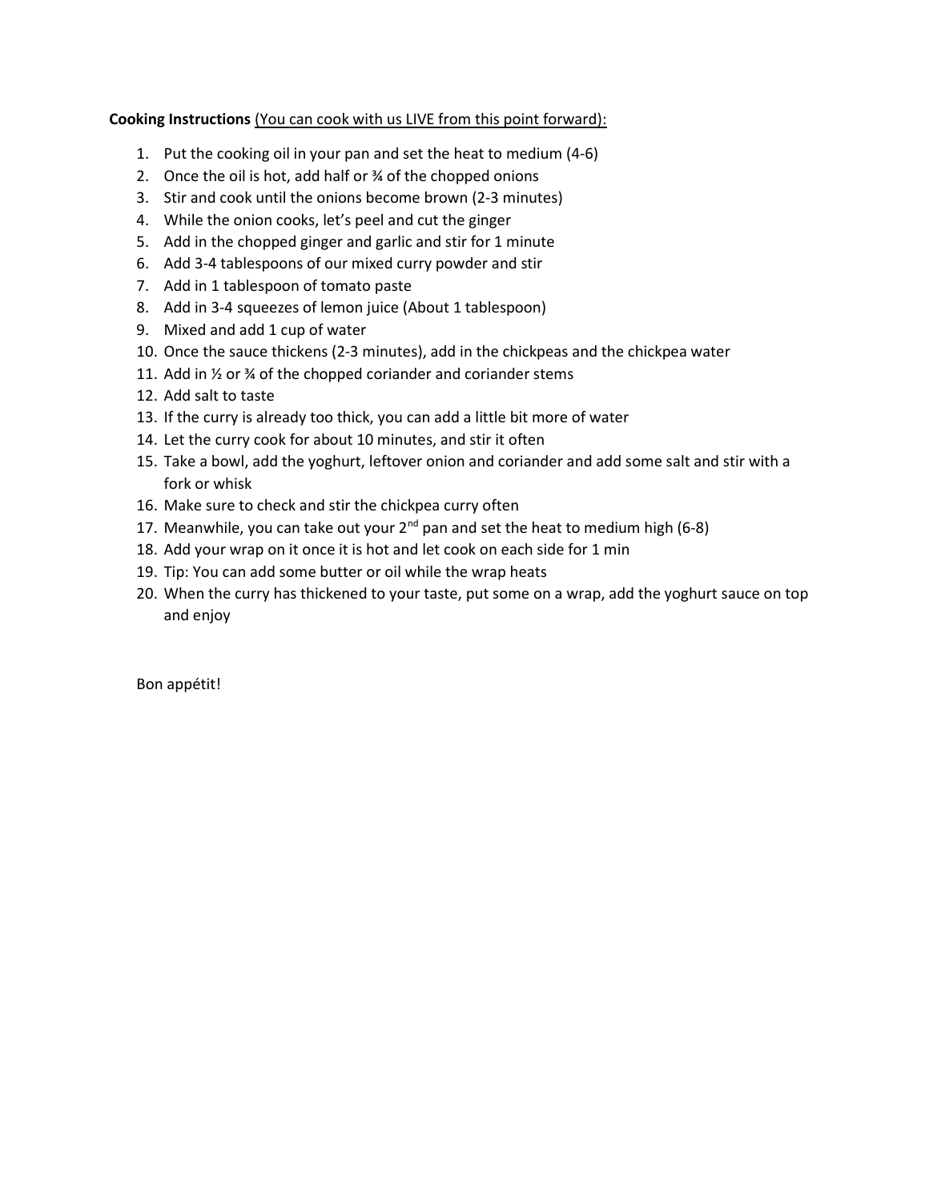**Cooking Instructions** (You can cook with us LIVE from this point forward):

1. Put the cooking oil in your pan and set the heat to medium (4-6)
2. Once the oil is hot, add half or ¾ of the chopped onions
3. Stir and cook until the onions become brown (2-3 minutes)
4. While the onion cooks, let's peel and cut the ginger
5. Add in the chopped ginger and garlic and stir for 1 minute
6. Add 3-4 tablespoons of our mixed curry powder and stir
7. Add in 1 tablespoon of tomato paste
8. Add in 3-4 squeezes of lemon juice (About 1 tablespoon)
9. Mixed and add 1 cup of water
10. Once the sauce thickens (2-3 minutes), add in the chickpeas and the chickpea water
11. Add in ½ or ¾ of the chopped coriander and coriander stems
12. Add salt to taste
13. If the curry is already too thick, you can add a little bit more of water
14. Let the curry cook for about 10 minutes, and stir it often
15. Take a bowl, add the yoghurt, leftover onion and coriander and add some salt and stir with a fork or whisk
16. Make sure to check and stir the chickpea curry often
17. Meanwhile, you can take out your 2nd pan and set the heat to medium high (6-8)
18. Add your wrap on it once it is hot and let cook on each side for 1 min
19. Tip: You can add some butter or oil while the wrap heats
20. When the curry has thickened to your taste, put some on a wrap, add the yoghurt sauce on top and enjoy

Bon appétit!